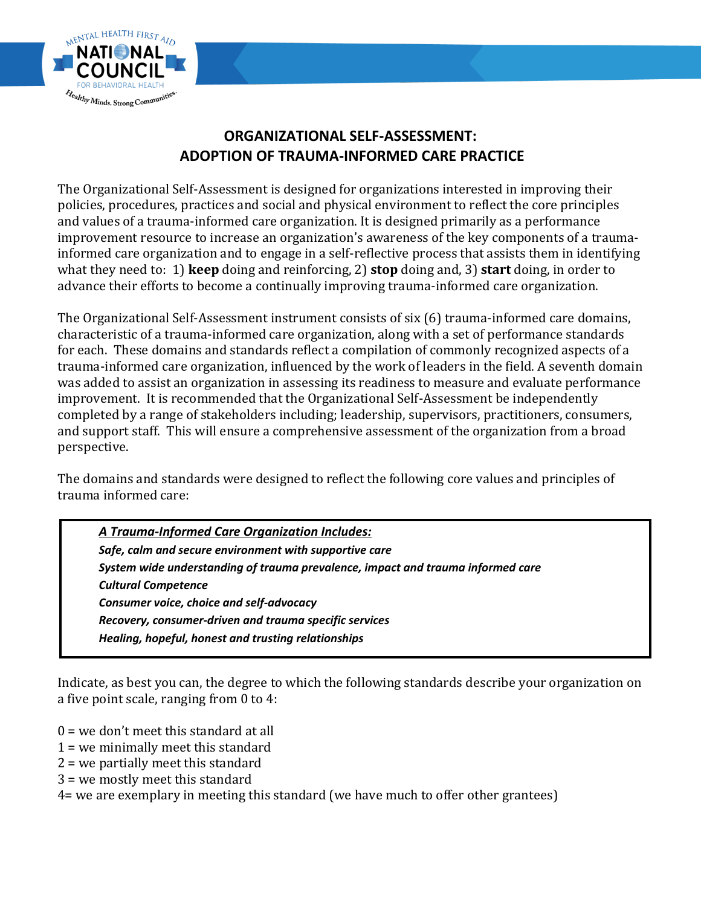# ORGANIZATIONAL SELF-ASSESSMENT: ADOPTION OF TRAUMA-INFORMED CARE PRACTICE

The Organizational Self-Assessment is designed for organizations interested in improving their policies, procedures, practices and social and physical environment to reflect the core principles and values of a trauma-informed care organization. It is designed primarily as a performance improvement resource to increase an organization's awareness of the key components of a trauma-informed care organization and to engage in a self-reflective process that assists them in identifying what they need to: 1) **keep** doing and reinforcing, 2) **stop** doing and, 3) **start** doing, in order to advance their efforts to become a continually improving trauma-informed care organization.

The Organizational Self-Assessment instrument consists of six (6) trauma-informed care domains, characteristic of a trauma-informed care organization, along with a set of performance standards for each. These domains and standards reflect a compilation of commonly recognized aspects of a trauma-informed care organization, influenced by the work of leaders in the field. A seventh domain was added to assist an organization in assessing its readiness to measure and evaluate performance improvement. It is recommended that the Organizational Self-Assessment be independently completed by a range of stakeholders including; leadership, supervisors, practitioners, consumers, and support staff. This will ensure a comprehensive assessment of the organization from a broad perspective.

The domains and standards were designed to reflect the following core values and principles of trauma informed care:

***A Trauma-Informed Care Organization Includes:***

***Safe, calm and secure environment with supportive care***
***System wide understanding of trauma prevalence, impact and trauma informed care***
***Cultural Competence***
***Consumer voice, choice and self-advocacy***
***Recovery, consumer-driven and trauma specific services***
***Healing, hopeful, honest and trusting relationships***

Indicate, as best you can, the degree to which the following standards describe your organization on a five point scale, ranging from 0 to 4:

0 = we don't meet this standard at all
1 = we minimally meet this standard
2 = we partially meet this standard
3 = we mostly meet this standard
4= we are exemplary in meeting this standard (we have much to offer other grantees)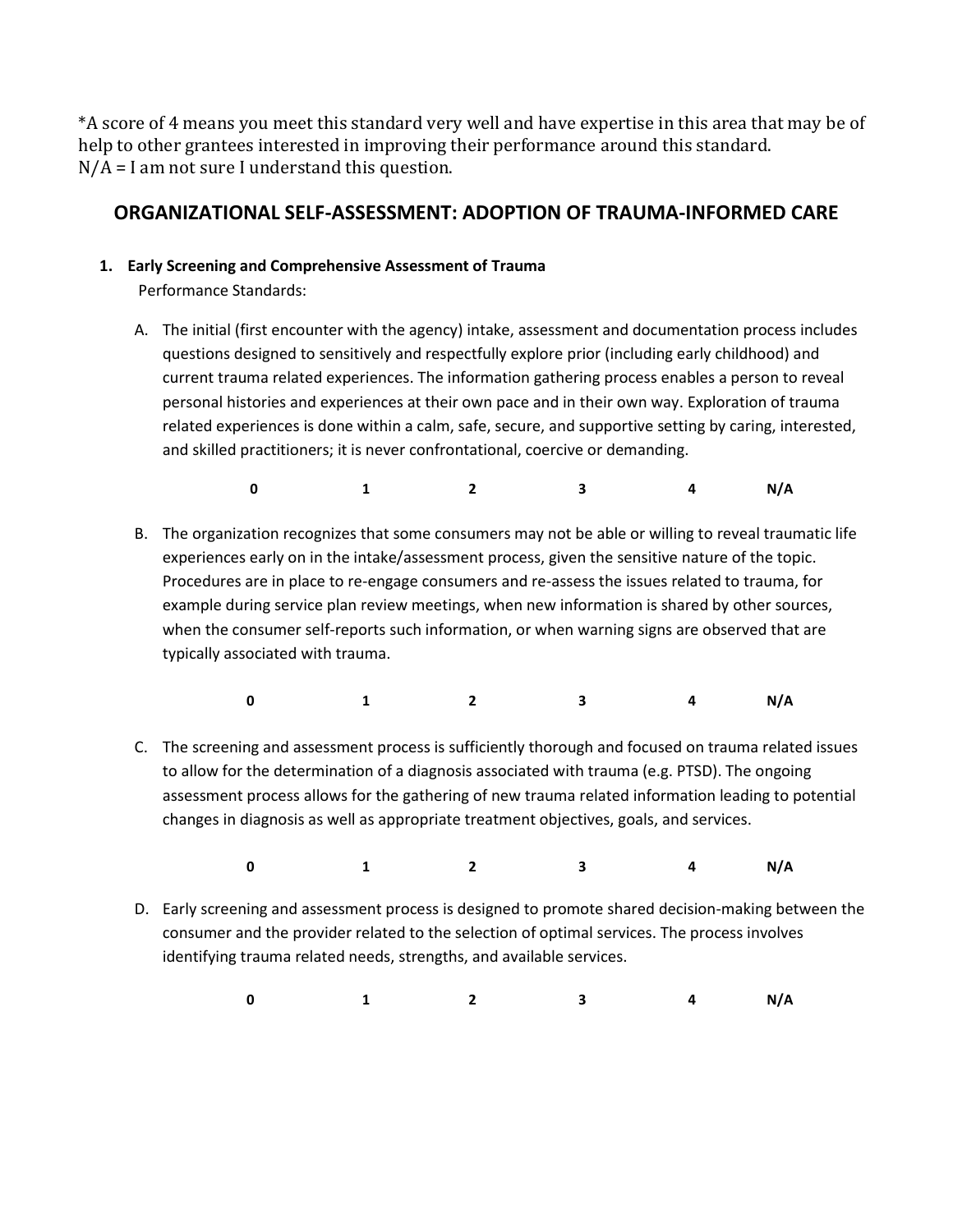*A score of 4 means you meet this standard very well and have expertise in this area that may be of help to other grantees interested in improving their performance around this standard.
N/A = I am not sure I understand this question.

## ORGANIZATIONAL SELF-ASSESSMENT: ADOPTION OF TRAUMA-INFORMED CARE

1. **Early Screening and Comprehensive Assessment of Trauma**

   Performance Standards:

   A. The initial (first encounter with the agency) intake, assessment and documentation process includes questions designed to sensitively and respectfully explore prior (including early childhood) and current trauma related experiences. The information gathering process enables a person to reveal personal histories and experiences at their own pace and in their own way. Exploration of trauma related experiences is done within a calm, safe, secure, and supportive setting by caring, interested, and skilled practitioners; it is never confrontational, coercive or demanding.

   **0 1 2 3 4 N/A**

   B. The organization recognizes that some consumers may not be able or willing to reveal traumatic life experiences early on in the intake/assessment process, given the sensitive nature of the topic. Procedures are in place to re-engage consumers and re-assess the issues related to trauma, for example during service plan review meetings, when new information is shared by other sources, when the consumer self-reports such information, or when warning signs are observed that are typically associated with trauma.

   **0 1 2 3 4 N/A**

   C. The screening and assessment process is sufficiently thorough and focused on trauma related issues to allow for the determination of a diagnosis associated with trauma (e.g. PTSD). The ongoing assessment process allows for the gathering of new trauma related information leading to potential changes in diagnosis as well as appropriate treatment objectives, goals, and services.

   **0 1 2 3 4 N/A**

   D. Early screening and assessment process is designed to promote shared decision-making between the consumer and the provider related to the selection of optimal services. The process involves identifying trauma related needs, strengths, and available services.

   **0 1 2 3 4 N/A**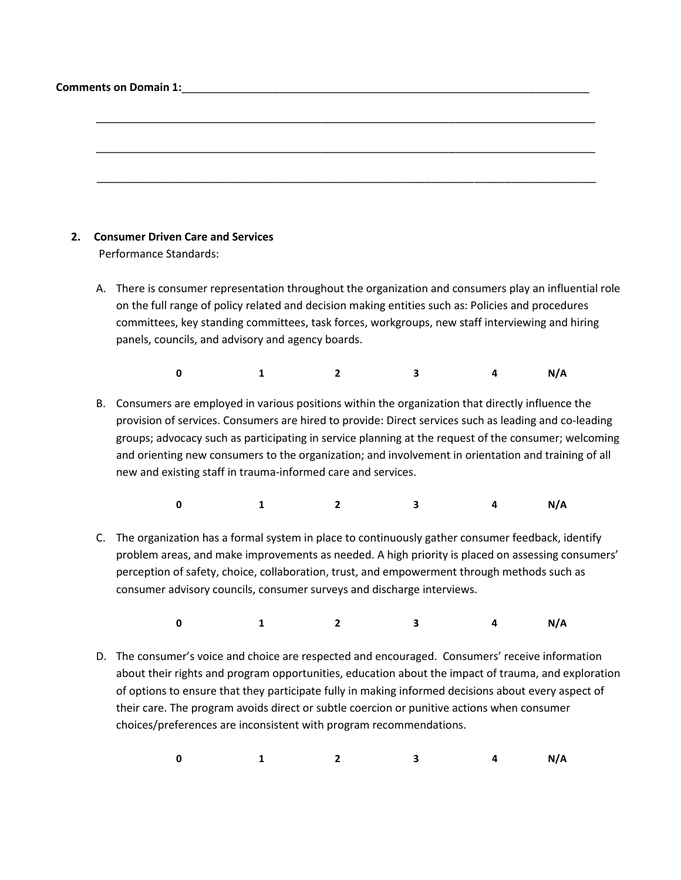**Comments on Domain 1:**______________________________________________________________________

_____________________________________________________________________________________

_____________________________________________________________________________________

_____________________________________________________________________________________

2. **Consumer Driven Care and Services**

   Performance Standards:

   A. There is consumer representation throughout the organization and consumers play an influential role on the full range of policy related and decision making entities such as: Policies and procedures committees, key standing committees, task forces, workgroups, new staff interviewing and hiring panels, councils, and advisory and agency boards.

   **0 1 2 3 4 N/A**

   B. Consumers are employed in various positions within the organization that directly influence the provision of services. Consumers are hired to provide: Direct services such as leading and co-leading groups; advocacy such as participating in service planning at the request of the consumer; welcoming and orienting new consumers to the organization; and involvement in orientation and training of all new and existing staff in trauma-informed care and services.

   **0 1 2 3 4 N/A**

   C. The organization has a formal system in place to continuously gather consumer feedback, identify problem areas, and make improvements as needed. A high priority is placed on assessing consumers' perception of safety, choice, collaboration, trust, and empowerment through methods such as consumer advisory councils, consumer surveys and discharge interviews.

   **0 1 2 3 4 N/A**

   D. The consumer's voice and choice are respected and encouraged. Consumers' receive information about their rights and program opportunities, education about the impact of trauma, and exploration of options to ensure that they participate fully in making informed decisions about every aspect of their care. The program avoids direct or subtle coercion or punitive actions when consumer choices/preferences are inconsistent with program recommendations.

   **0 1 2 3 4 N/A**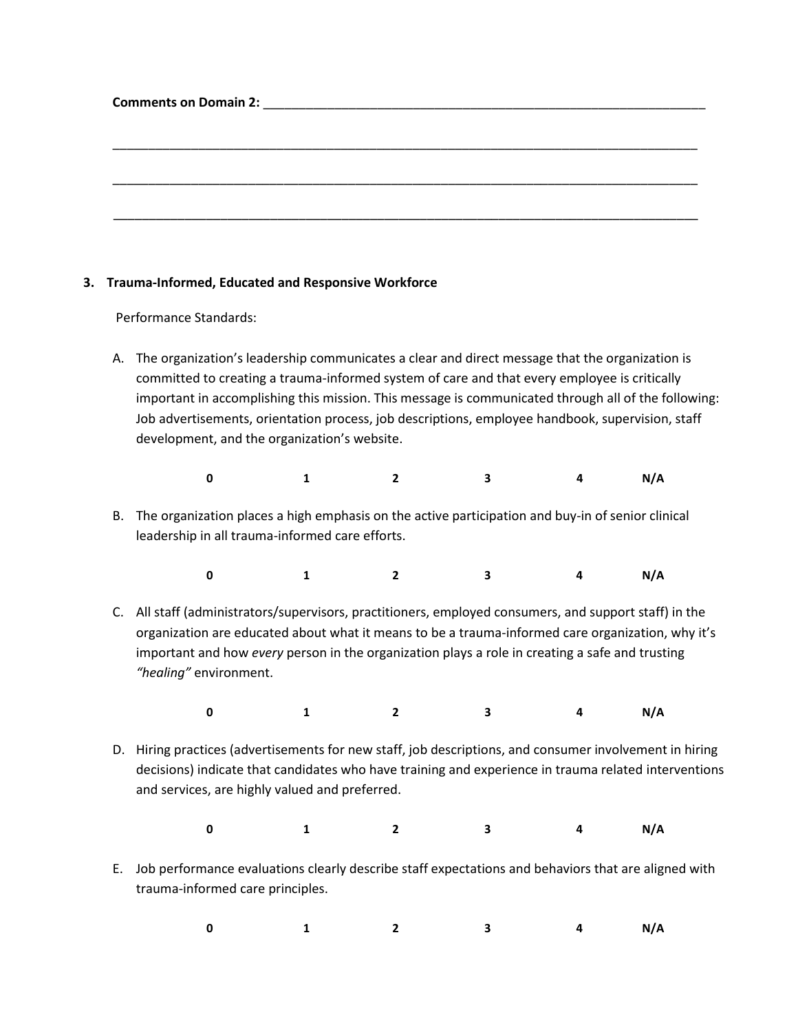**Comments on Domain 2:** ___________________________________________________________________

_____________________________________________________________________________________

_____________________________________________________________________________________

_____________________________________________________________________________________

**3. Trauma-Informed, Educated and Responsive Workforce**

Performance Standards:

A. The organization's leadership communicates a clear and direct message that the organization is committed to creating a trauma-informed system of care and that every employee is critically important in accomplishing this mission. This message is communicated through all of the following: Job advertisements, orientation process, job descriptions, employee handbook, supervision, staff development, and the organization's website.

**0** **1** **2** **3** **4** **N/A**

B. The organization places a high emphasis on the active participation and buy-in of senior clinical leadership in all trauma-informed care efforts.

**0** **1** **2** **3** **4** **N/A**

C. All staff (administrators/supervisors, practitioners, employed consumers, and support staff) in the organization are educated about what it means to be a trauma-informed care organization, why it's important and how *every* person in the organization plays a role in creating a safe and trusting *"healing"* environment.

**0** **1** **2** **3** **4** **N/A**

D. Hiring practices (advertisements for new staff, job descriptions, and consumer involvement in hiring decisions) indicate that candidates who have training and experience in trauma related interventions and services, are highly valued and preferred.

**0** **1** **2** **3** **4** **N/A**

E. Job performance evaluations clearly describe staff expectations and behaviors that are aligned with trauma-informed care principles.

**0** **1** **2** **3** **4** **N/A**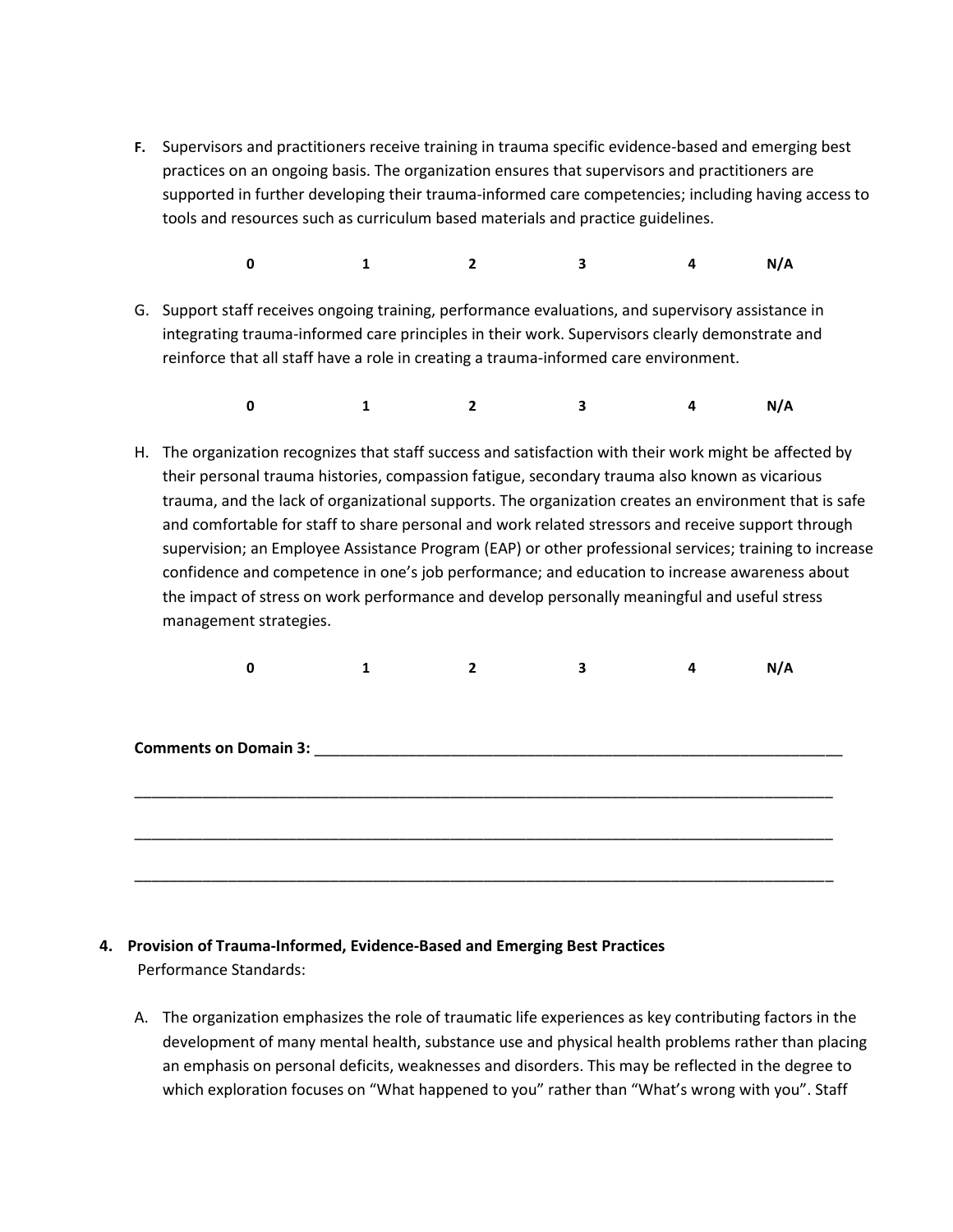F. Supervisors and practitioners receive training in trauma specific evidence-based and emerging best practices on an ongoing basis. The organization ensures that supervisors and practitioners are supported in further developing their trauma-informed care competencies; including having access to tools and resources such as curriculum based materials and practice guidelines.

**0** **1** **2** **3** **4** **N/A**

G. Support staff receives ongoing training, performance evaluations, and supervisory assistance in integrating trauma-informed care principles in their work. Supervisors clearly demonstrate and reinforce that all staff have a role in creating a trauma-informed care environment.

**0** **1** **2** **3** **4** **N/A**

H. The organization recognizes that staff success and satisfaction with their work might be affected by their personal trauma histories, compassion fatigue, secondary trauma also known as vicarious trauma, and the lack of organizational supports. The organization creates an environment that is safe and comfortable for staff to share personal and work related stressors and receive support through supervision; an Employee Assistance Program (EAP) or other professional services; training to increase confidence and competence in one's job performance; and education to increase awareness about the impact of stress on work performance and develop personally meaningful and useful stress management strategies.

**0** **1** **2** **3** **4** **N/A**

**Comments on Domain 3:** ____________________________________________________________

______________________________________________________________________________

______________________________________________________________________________

______________________________________________________________________________

**4. Provision of Trauma-Informed, Evidence-Based and Emerging Best Practices**

Performance Standards:

A. The organization emphasizes the role of traumatic life experiences as key contributing factors in the development of many mental health, substance use and physical health problems rather than placing an emphasis on personal deficits, weaknesses and disorders. This may be reflected in the degree to which exploration focuses on "What happened to you" rather than "What's wrong with you". Staff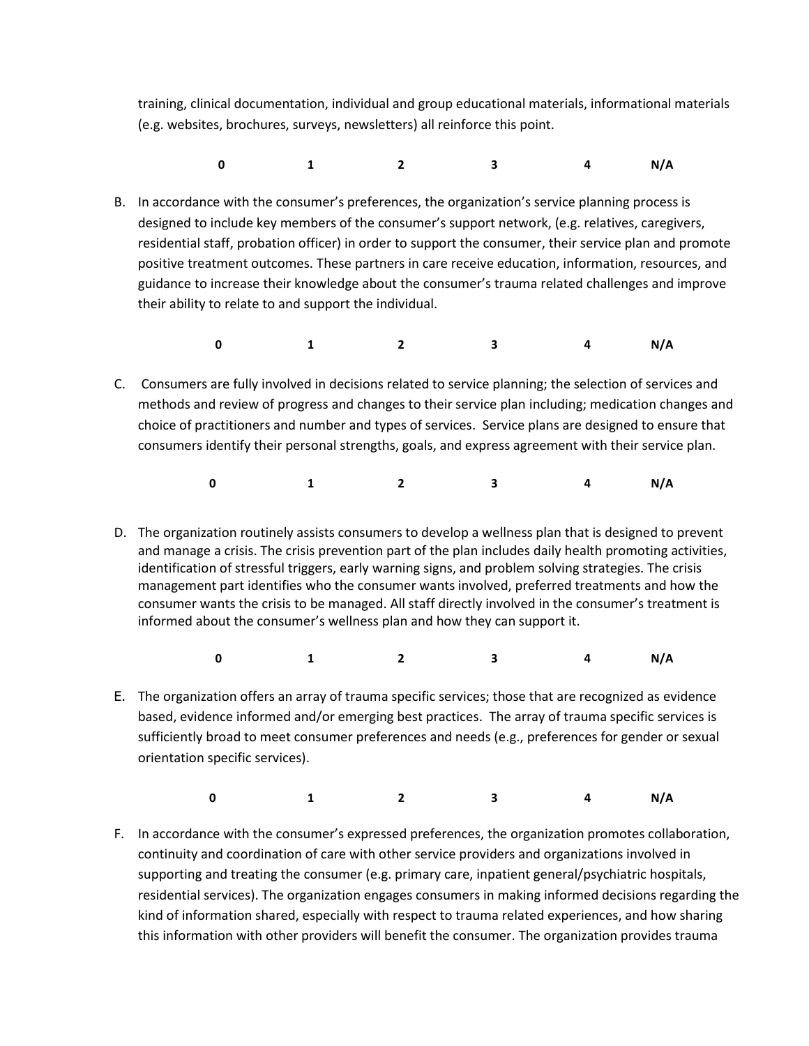training, clinical documentation, individual and group educational materials, informational materials (e.g. websites, brochures, surveys, newsletters) all reinforce this point.

**0 1 2 3 4 N/A**

B. In accordance with the consumer's preferences, the organization's service planning process is designed to include key members of the consumer's support network, (e.g. relatives, caregivers, residential staff, probation officer) in order to support the consumer, their service plan and promote positive treatment outcomes. These partners in care receive education, information, resources, and guidance to increase their knowledge about the consumer's trauma related challenges and improve their ability to relate to and support the individual.

**0 1 2 3 4 N/A**

C. Consumers are fully involved in decisions related to service planning; the selection of services and methods and review of progress and changes to their service plan including; medication changes and choice of practitioners and number and types of services. Service plans are designed to ensure that consumers identify their personal strengths, goals, and express agreement with their service plan.

**0 1 2 3 4 N/A**

D. The organization routinely assists consumers to develop a wellness plan that is designed to prevent and manage a crisis. The crisis prevention part of the plan includes daily health promoting activities, identification of stressful triggers, early warning signs, and problem solving strategies. The crisis management part identifies who the consumer wants involved, preferred treatments and how the consumer wants the crisis to be managed. All staff directly involved in the consumer's treatment is informed about the consumer's wellness plan and how they can support it.

**0 1 2 3 4 N/A**

E. The organization offers an array of trauma specific services; those that are recognized as evidence based, evidence informed and/or emerging best practices. The array of trauma specific services is sufficiently broad to meet consumer preferences and needs (e.g., preferences for gender or sexual orientation specific services).

**0 1 2 3 4 N/A**

F. In accordance with the consumer's expressed preferences, the organization promotes collaboration, continuity and coordination of care with other service providers and organizations involved in supporting and treating the consumer (e.g. primary care, inpatient general/psychiatric hospitals, residential services). The organization engages consumers in making informed decisions regarding the kind of information shared, especially with respect to trauma related experiences, and how sharing this information with other providers will benefit the consumer. The organization provides trauma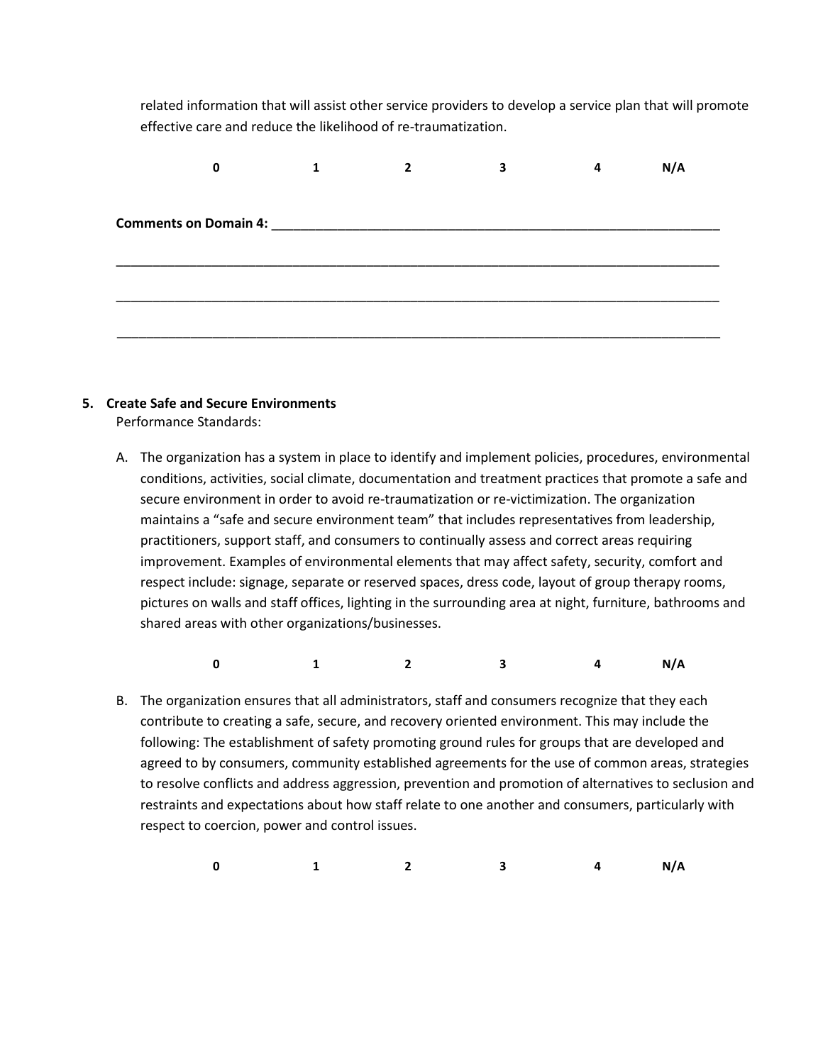related information that will assist other service providers to develop a service plan that will promote effective care and reduce the likelihood of re-traumatization.

0 1 2 3 4 N/A

**Comments on Domain 4:** ______________________________________________________________

_____________________________________________________________________________________

_____________________________________________________________________________________

_____________________________________________________________________________________

### 5. Create Safe and Secure Environments

Performance Standards:

A. The organization has a system in place to identify and implement policies, procedures, environmental conditions, activities, social climate, documentation and treatment practices that promote a safe and secure environment in order to avoid re-traumatization or re-victimization. The organization maintains a "safe and secure environment team" that includes representatives from leadership, practitioners, support staff, and consumers to continually assess and correct areas requiring improvement. Examples of environmental elements that may affect safety, security, comfort and respect include: signage, separate or reserved spaces, dress code, layout of group therapy rooms, pictures on walls and staff offices, lighting in the surrounding area at night, furniture, bathrooms and shared areas with other organizations/businesses.

0 1 2 3 4 N/A

B. The organization ensures that all administrators, staff and consumers recognize that they each contribute to creating a safe, secure, and recovery oriented environment. This may include the following: The establishment of safety promoting ground rules for groups that are developed and agreed to by consumers, community established agreements for the use of common areas, strategies to resolve conflicts and address aggression, prevention and promotion of alternatives to seclusion and restraints and expectations about how staff relate to one another and consumers, particularly with respect to coercion, power and control issues.

0 1 2 3 4 N/A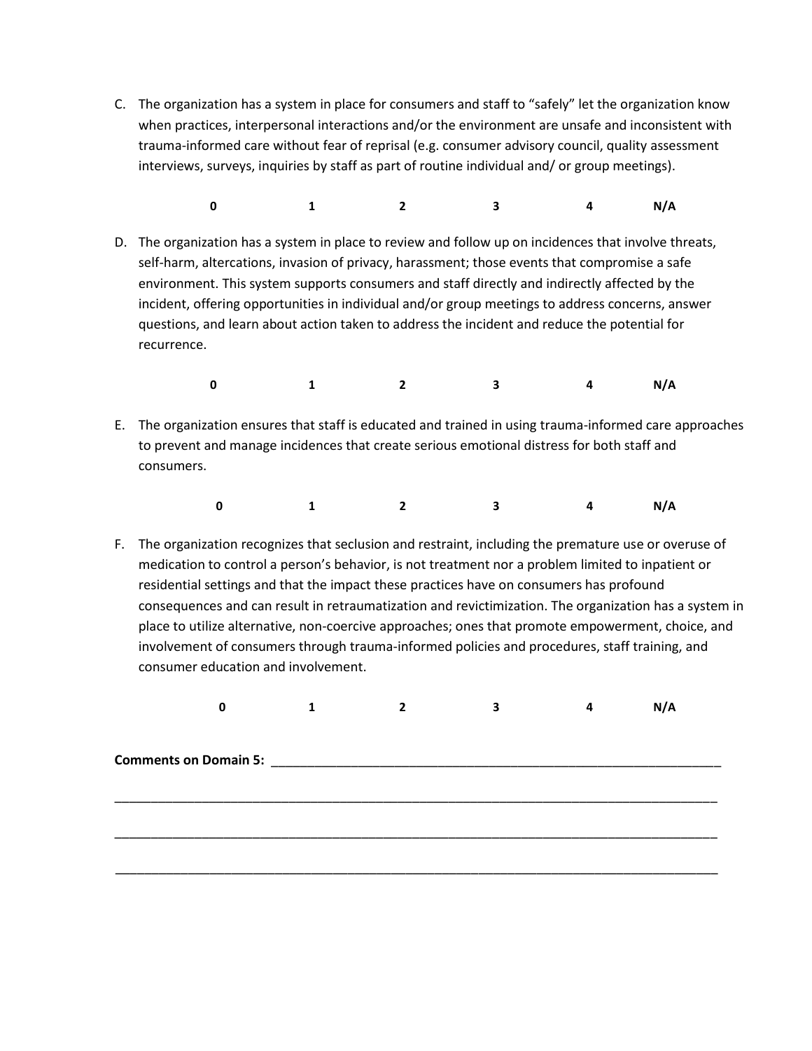C. The organization has a system in place for consumers and staff to "safely" let the organization know when practices, interpersonal interactions and/or the environment are unsafe and inconsistent with trauma-informed care without fear of reprisal (e.g. consumer advisory council, quality assessment interviews, surveys, inquiries by staff as part of routine individual and/ or group meetings).

**0 1 2 3 4 N/A**

D. The organization has a system in place to review and follow up on incidences that involve threats, self-harm, altercations, invasion of privacy, harassment; those events that compromise a safe environment. This system supports consumers and staff directly and indirectly affected by the incident, offering opportunities in individual and/or group meetings to address concerns, answer questions, and learn about action taken to address the incident and reduce the potential for recurrence.

**0 1 2 3 4 N/A**

E. The organization ensures that staff is educated and trained in using trauma-informed care approaches to prevent and manage incidences that create serious emotional distress for both staff and consumers.

**0 1 2 3 4 N/A**

F. The organization recognizes that seclusion and restraint, including the premature use or overuse of medication to control a person's behavior, is not treatment nor a problem limited to inpatient or residential settings and that the impact these practices have on consumers has profound consequences and can result in retraumatization and revictimization. The organization has a system in place to utilize alternative, non-coercive approaches; ones that promote empowerment, choice, and involvement of consumers through trauma-informed policies and procedures, staff training, and consumer education and involvement.

**0 1 2 3 4 N/A**

**Comments on Domain 5:** ________________________________________________________________

________________________________________________________________________________

________________________________________________________________________________

________________________________________________________________________________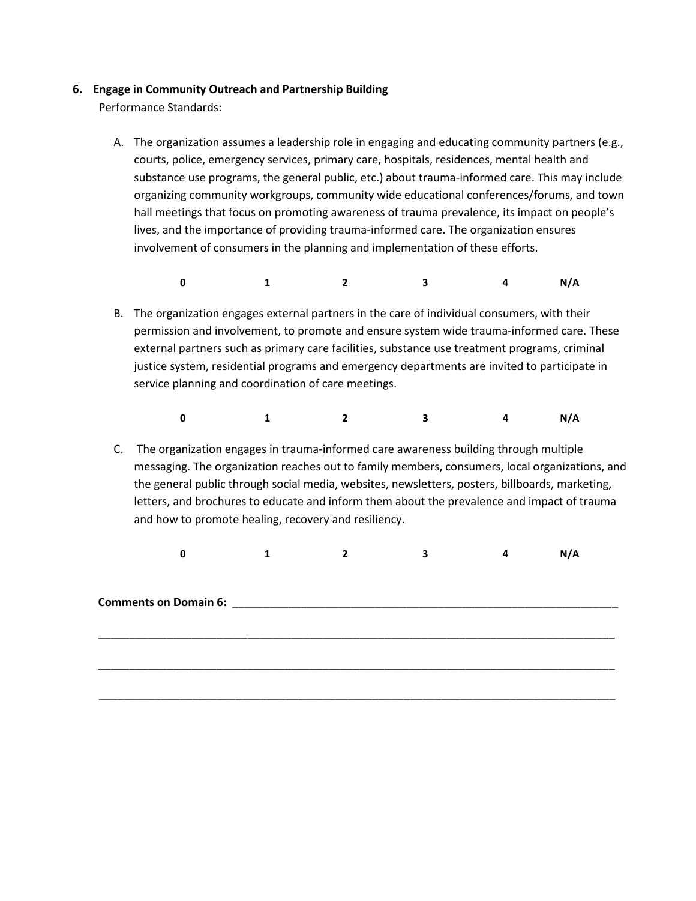**6. Engage in Community Outreach and Partnership Building**

Performance Standards:

A. The organization assumes a leadership role in engaging and educating community partners (e.g., courts, police, emergency services, primary care, hospitals, residences, mental health and substance use programs, the general public, etc.) about trauma-informed care. This may include organizing community workgroups, community wide educational conferences/forums, and town hall meetings that focus on promoting awareness of trauma prevalence, its impact on people's lives, and the importance of providing trauma-informed care. The organization ensures involvement of consumers in the planning and implementation of these efforts.

**0 1 2 3 4 N/A**

B. The organization engages external partners in the care of individual consumers, with their permission and involvement, to promote and ensure system wide trauma-informed care. These external partners such as primary care facilities, substance use treatment programs, criminal justice system, residential programs and emergency departments are invited to participate in service planning and coordination of care meetings.

**0 1 2 3 4 N/A**

C. The organization engages in trauma-informed care awareness building through multiple messaging. The organization reaches out to family members, consumers, local organizations, and the general public through social media, websites, newsletters, posters, billboards, marketing, letters, and brochures to educate and inform them about the prevalence and impact of trauma and how to promote healing, recovery and resiliency.

**0 1 2 3 4 N/A**

**Comments on Domain 6:** ________________________________________________________________

________________________________________________________________________________

________________________________________________________________________________

________________________________________________________________________________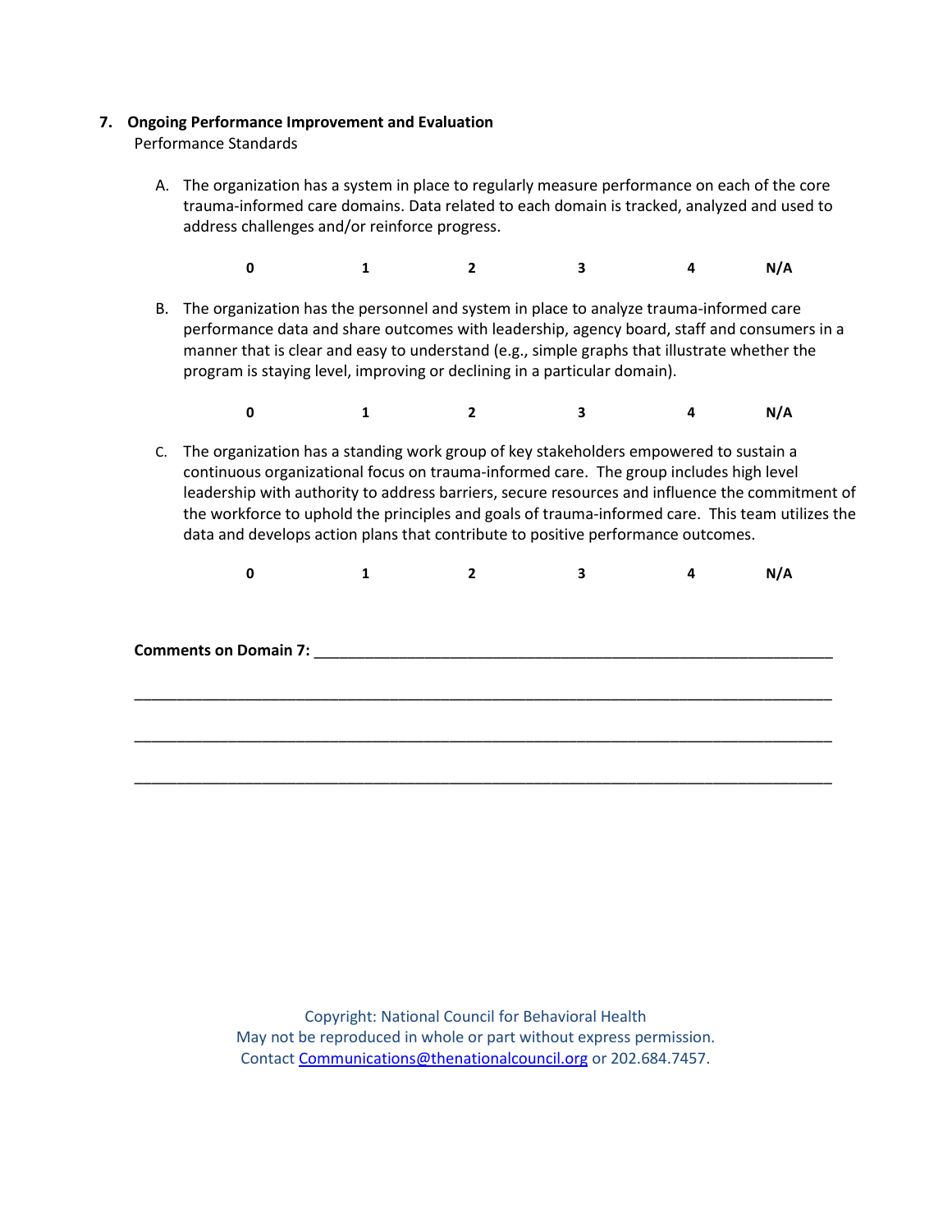## 7. Ongoing Performance Improvement and Evaluation

Performance Standards

A. The organization has a system in place to regularly measure performance on each of the core trauma-informed care domains. Data related to each domain is tracked, analyzed and used to address challenges and/or reinforce progress.

**0 1 2 3 4 N/A**

B. The organization has the personnel and system in place to analyze trauma-informed care performance data and share outcomes with leadership, agency board, staff and consumers in a manner that is clear and easy to understand (e.g., simple graphs that illustrate whether the program is staying level, improving or declining in a particular domain).

**0 1 2 3 4 N/A**

C. The organization has a standing work group of key stakeholders empowered to sustain a continuous organizational focus on trauma-informed care. The group includes high level leadership with authority to address barriers, secure resources and influence the commitment of the workforce to uphold the principles and goals of trauma-informed care. This team utilizes the data and develops action plans that contribute to positive performance outcomes.

**0 1 2 3 4 N/A**

**Comments on Domain 7:** ______________________________________________________________

______________________________________________________________________________

______________________________________________________________________________

______________________________________________________________________________

Copyright: National Council for Behavioral Health
May not be reproduced in whole or part without express permission.
Contact Communications@thenationalcouncil.org or 202.684.7457.